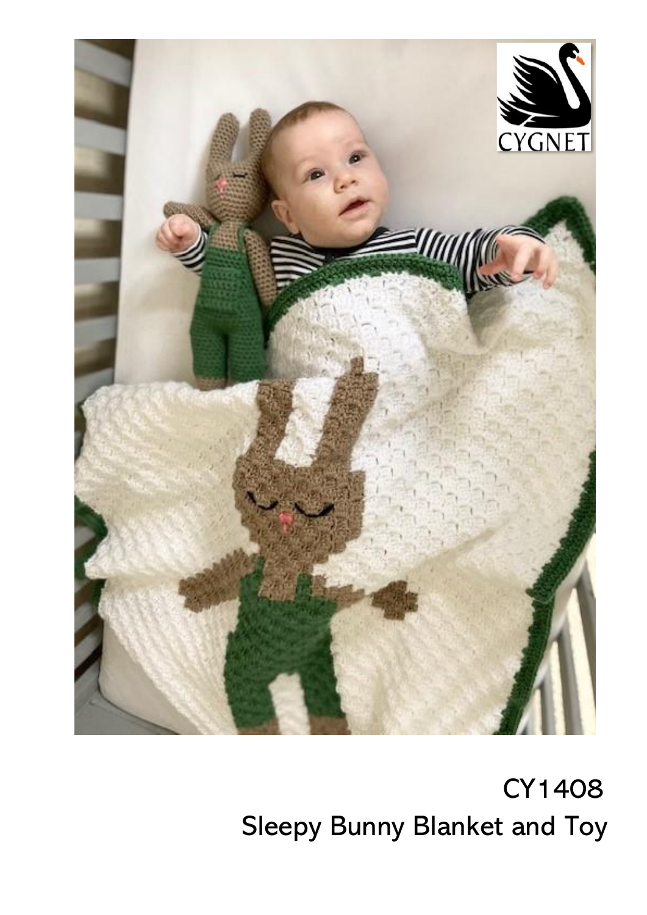CY1408

Sleepy Bunny Blanket and Toy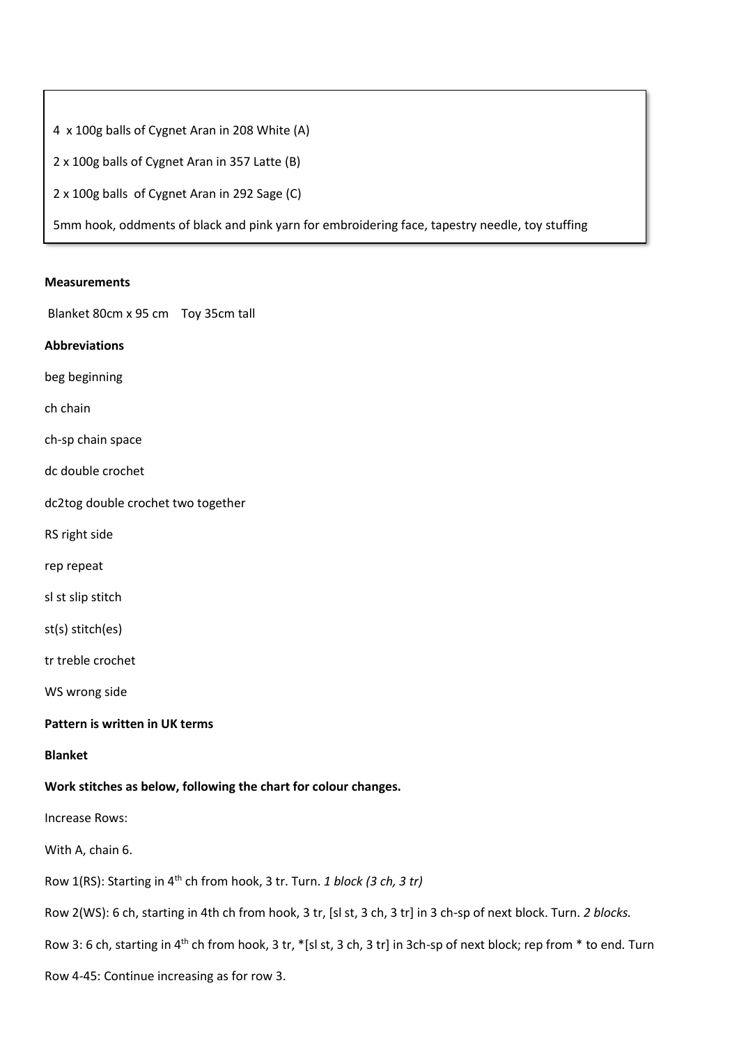4 x 100g balls of Cygnet Aran in 208 White (A)

2 x 100g balls of Cygnet Aran in 357 Latte (B)

2 x 100g balls of Cygnet Aran in 292 Sage (C)

5mm hook, oddments of black and pink yarn for embroidering face, tapestry needle, toy stuffing

**Measurements**

Blanket 80cm x 95 cm    Toy 35cm tall

**Abbreviations**

beg beginning

ch chain

ch-sp chain space

dc double crochet

dc2tog double crochet two together

RS right side

rep repeat

sl st slip stitch

st(s) stitch(es)

tr treble crochet

WS wrong side

**Pattern is written in UK terms**

**Blanket**

**Work stitches as below, following the chart for colour changes.**

Increase Rows:

With A, chain 6.

Row 1(RS): Starting in 4th ch from hook, 3 tr. Turn. *1 block (3 ch, 3 tr)*

Row 2(WS): 6 ch, starting in 4th ch from hook, 3 tr, [sl st, 3 ch, 3 tr] in 3 ch-sp of next block. Turn. *2 blocks.*

Row 3: 6 ch, starting in 4th ch from hook, 3 tr, *[sl st, 3 ch, 3 tr] in 3ch-sp of next block; rep from * to end. Turn

Row 4-45: Continue increasing as for row 3.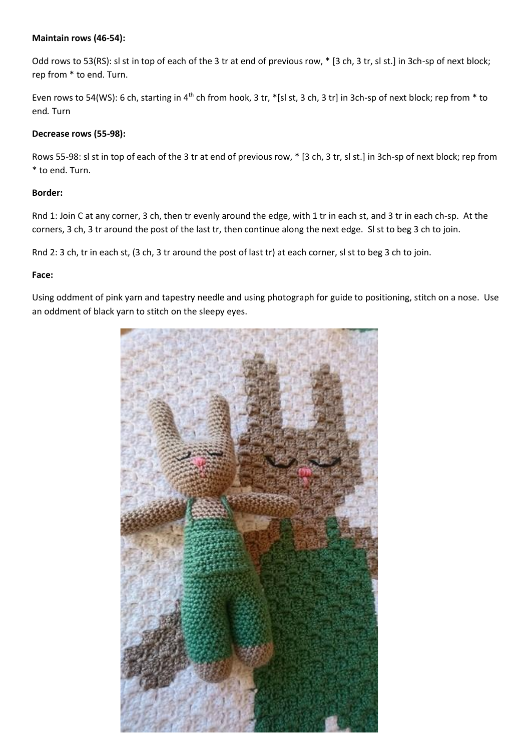**Maintain rows (46-54):**

Odd rows to 53(RS): sl st in top of each of the 3 tr at end of previous row, * [3 ch, 3 tr, sl st.] in 3ch-sp of next block; rep from * to end. Turn.

Even rows to 54(WS): 6 ch, starting in 4th ch from hook, 3 tr, *[sl st, 3 ch, 3 tr] in 3ch-sp of next block; rep from * to end. Turn

**Decrease rows (55-98):**

Rows 55-98: sl st in top of each of the 3 tr at end of previous row, * [3 ch, 3 tr, sl st.] in 3ch-sp of next block; rep from * to end. Turn.

**Border:**

Rnd 1: Join C at any corner, 3 ch, then tr evenly around the edge, with 1 tr in each st, and 3 tr in each ch-sp. At the corners, 3 ch, 3 tr around the post of the last tr, then continue along the next edge. Sl st to beg 3 ch to join.

Rnd 2: 3 ch, tr in each st, (3 ch, 3 tr around the post of last tr) at each corner, sl st to beg 3 ch to join.

**Face:**

Using oddment of pink yarn and tapestry needle and using photograph for guide to positioning, stitch on a nose. Use an oddment of black yarn to stitch on the sleepy eyes.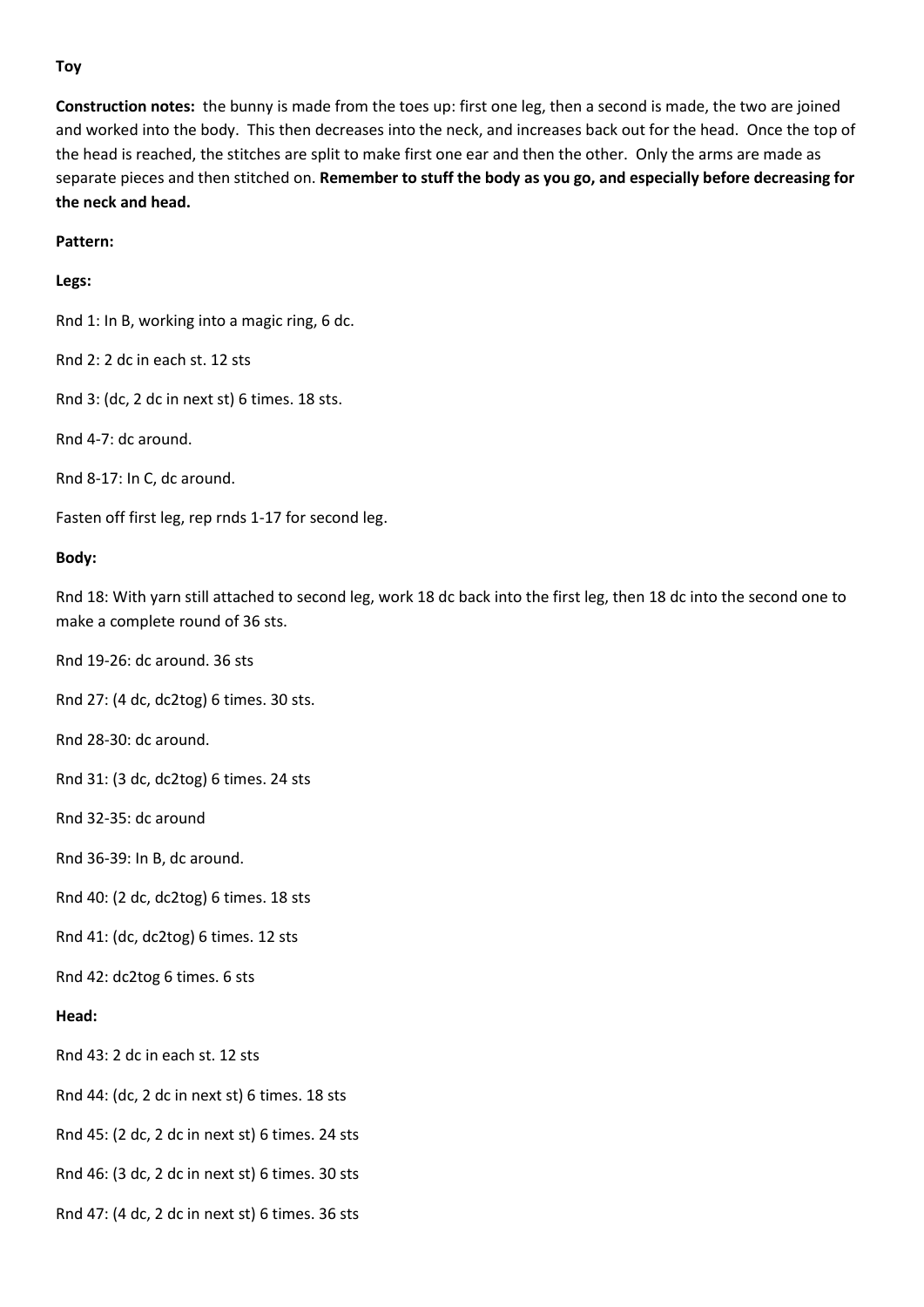**Toy**

**Construction notes:** the bunny is made from the toes up: first one leg, then a second is made, the two are joined and worked into the body. This then decreases into the neck, and increases back out for the head. Once the top of the head is reached, the stitches are split to make first one ear and then the other. Only the arms are made as separate pieces and then stitched on. **Remember to stuff the body as you go, and especially before decreasing for the neck and head.**

**Pattern:**

**Legs:**

Rnd 1: In B, working into a magic ring, 6 dc.

Rnd 2: 2 dc in each st. 12 sts

Rnd 3: (dc, 2 dc in next st) 6 times. 18 sts.

Rnd 4-7: dc around.

Rnd 8-17: In C, dc around.

Fasten off first leg, rep rnds 1-17 for second leg.

**Body:**

Rnd 18: With yarn still attached to second leg, work 18 dc back into the first leg, then 18 dc into the second one to make a complete round of 36 sts.

Rnd 19-26: dc around. 36 sts

Rnd 27: (4 dc, dc2tog) 6 times. 30 sts.

Rnd 28-30: dc around.

Rnd 31: (3 dc, dc2tog) 6 times. 24 sts

Rnd 32-35: dc around

Rnd 36-39: In B, dc around.

Rnd 40: (2 dc, dc2tog) 6 times. 18 sts

Rnd 41: (dc, dc2tog) 6 times. 12 sts

Rnd 42: dc2tog 6 times. 6 sts

**Head:**

Rnd 43: 2 dc in each st. 12 sts

Rnd 44: (dc, 2 dc in next st) 6 times. 18 sts

Rnd 45: (2 dc, 2 dc in next st) 6 times. 24 sts

Rnd 46: (3 dc, 2 dc in next st) 6 times. 30 sts

Rnd 47: (4 dc, 2 dc in next st) 6 times. 36 sts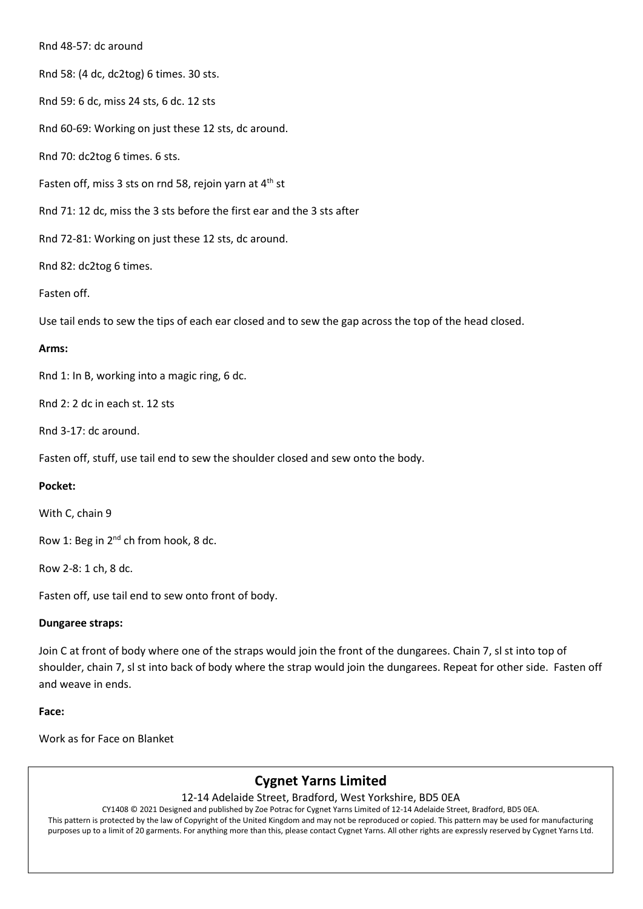Rnd 48-57: dc around

Rnd 58: (4 dc, dc2tog) 6 times. 30 sts.

Rnd 59: 6 dc, miss 24 sts, 6 dc. 12 sts

Rnd 60-69: Working on just these 12 sts, dc around.

Rnd 70: dc2tog 6 times. 6 sts.

Fasten off, miss 3 sts on rnd 58, rejoin yarn at 4th st

Rnd 71: 12 dc, miss the 3 sts before the first ear and the 3 sts after

Rnd 72-81: Working on just these 12 sts, dc around.

Rnd 82: dc2tog 6 times.

Fasten off.

Use tail ends to sew the tips of each ear closed and to sew the gap across the top of the head closed.

**Arms:**

Rnd 1: In B, working into a magic ring, 6 dc.

Rnd 2: 2 dc in each st. 12 sts

Rnd 3-17: dc around.

Fasten off, stuff, use tail end to sew the shoulder closed and sew onto the body.

**Pocket:**

With C, chain 9

Row 1: Beg in 2nd ch from hook, 8 dc.

Row 2-8: 1 ch, 8 dc.

Fasten off, use tail end to sew onto front of body.

**Dungaree straps:**

Join C at front of body where one of the straps would join the front of the dungarees. Chain 7, sl st into top of shoulder, chain 7, sl st into back of body where the strap would join the dungarees. Repeat for other side. Fasten off and weave in ends.

**Face:**

Work as for Face on Blanket

**Cygnet Yarns Limited**

12-14 Adelaide Street, Bradford, West Yorkshire, BD5 0EA

CY1408 © 2021 Designed and published by Zoe Potrac for Cygnet Yarns Limited of 12-14 Adelaide Street, Bradford, BD5 0EA.
This pattern is protected by the law of Copyright of the United Kingdom and may not be reproduced or copied. This pattern may be used for manufacturing purposes up to a limit of 20 garments. For anything more than this, please contact Cygnet Yarns. All other rights are expressly reserved by Cygnet Yarns Ltd.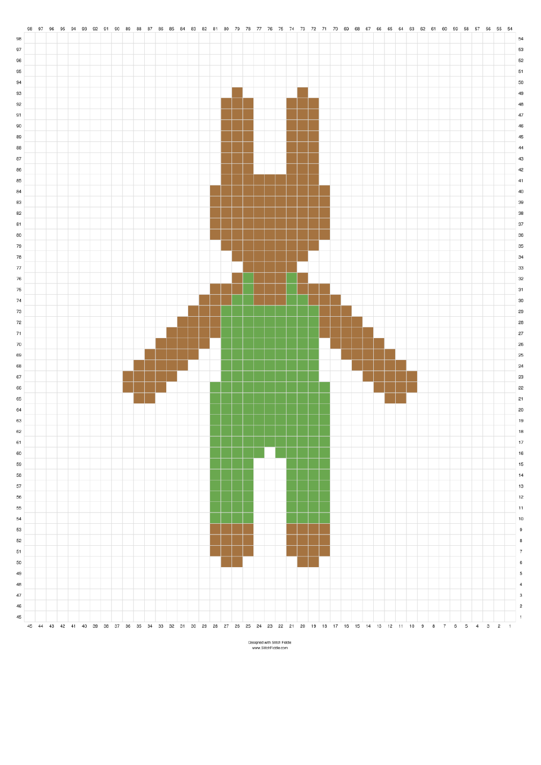Designed with Stitch Fiddle
www.StitchFiddle.com